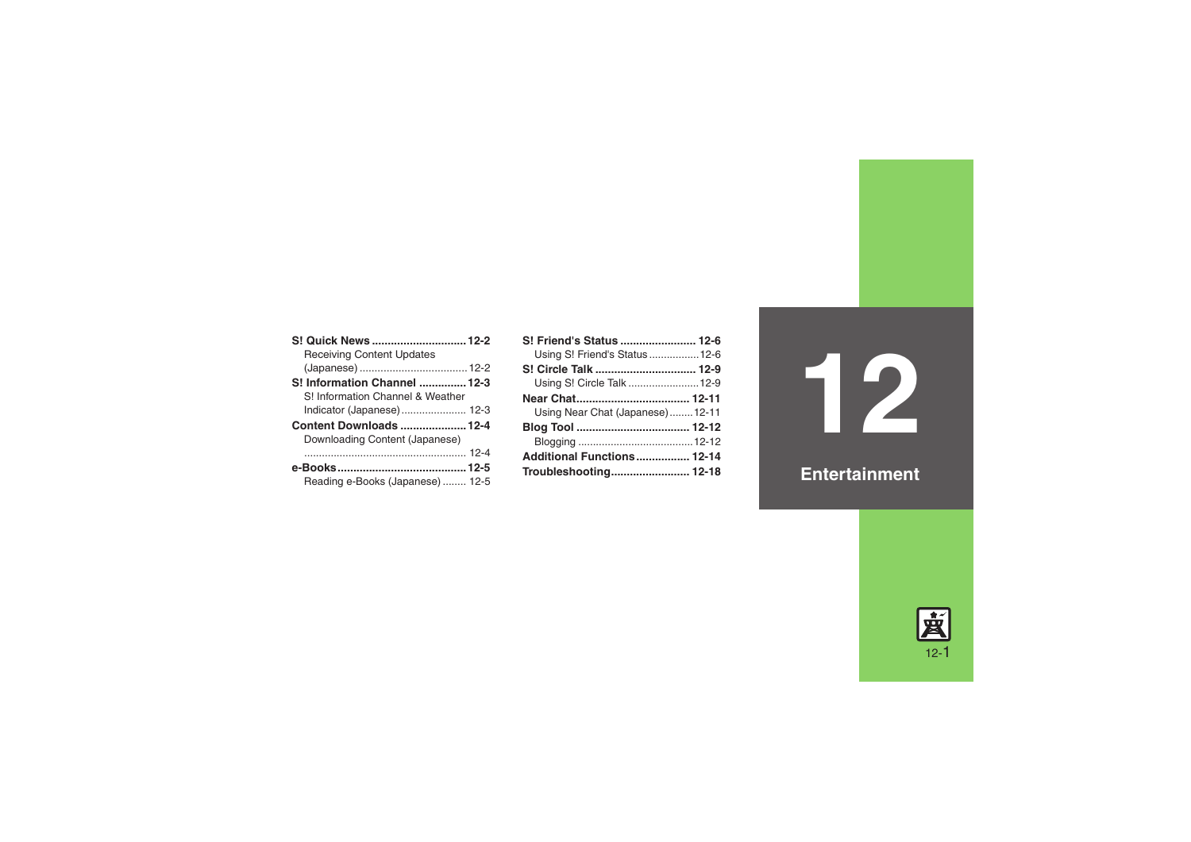# 12 Entertainment

**S! Quick News** ............................. **12-2**
- Receiving Content Updates (Japanese) .................................... 12-2

**S! Information Channel** ............... **12-3**
- S! Information Channel & Weather Indicator (Japanese) ...................... 12-3

**Content Downloads** ..................... **12-4**
- Downloading Content (Japanese) ...................................................... 12-4

**e-Books** ........................................ **12-5**
- Reading e-Books (Japanese) ........ 12-5

**S! Friend's Status** ........................ **12-6**
- Using S! Friend's Status ................. 12-6

**S! Circle Talk** ................................ **12-9**
- Using S! Circle Talk ........................ 12-9

**Near Chat** .................................... **12-11**
- Using Near Chat (Japanese) ........ 12-11

**Blog Tool** ..................................... **12-12**
- Blogging ....................................... 12-12

**Additional Functions** ................. **12-14**

**Troubleshooting** ......................... **12-18**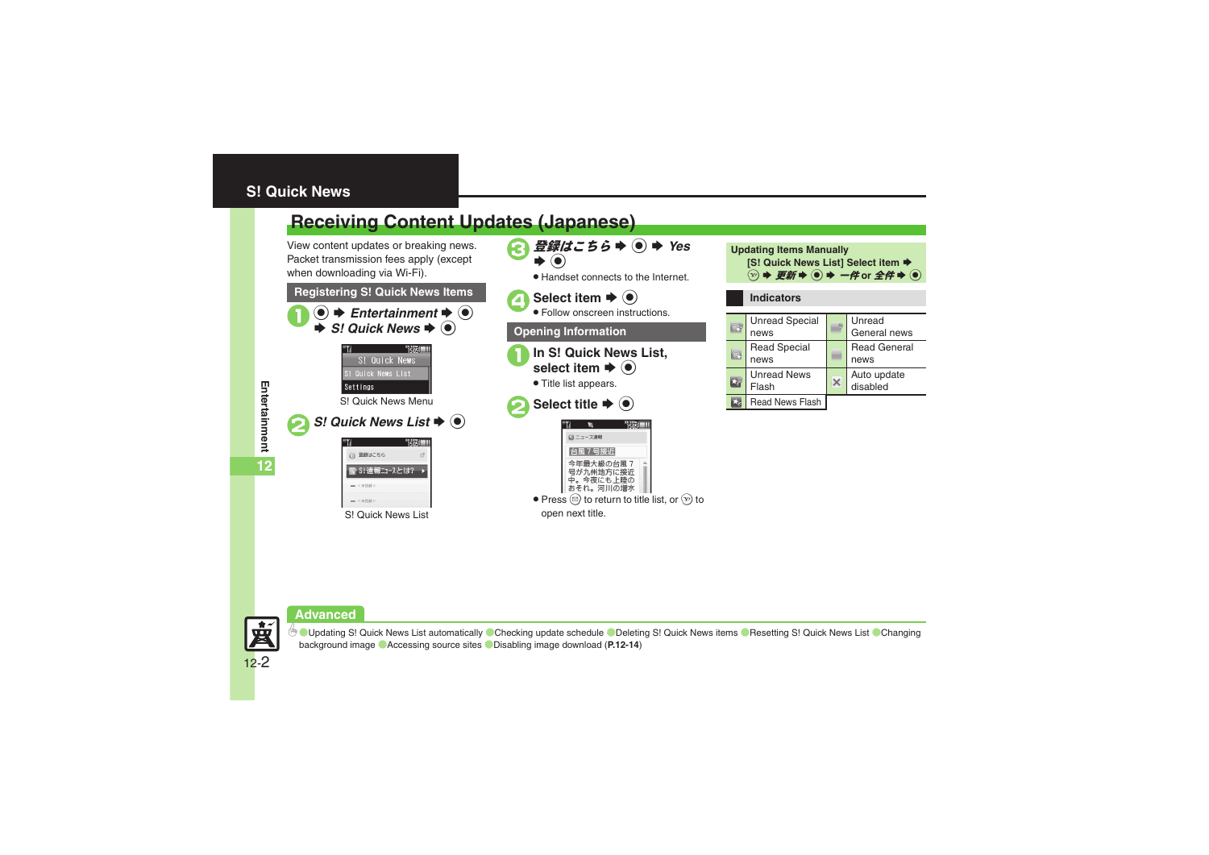# S! Quick News

## Receiving Content Updates (Japanese)

View content updates or breaking news. Packet transmission fees apply (except when downloading via Wi-Fi).

### Registering S! Quick News Items

1. ● ➡ *Entertainment* ➡ ● ➡ *S! Quick News* ➡ ●

S! Quick News Menu

2. *S! Quick News List* ➡ ●

S! Quick News List

3. *登録はこちら* ➡ ● ➡ *Yes* ➡ ●
   - Handset connects to the Internet.

4. Select item ➡ ●
   - Follow onscreen instructions.

### Opening Information

1. In S! Quick News List, select item ➡ ●
   - Title list appears.

2. Select title ➡ ●
   - Press ✉ to return to title list, or Y! to open next title.

### Updating Items Manually

[S! Quick News List] Select item ➡ Y! ➡ *更新* ➡ ● ➡ *一件* or *全件* ➡ ●

### Indicators

| Indicator | Description | Indicator | Description |
|---|---|---|---|
| | Unread Special news | | Unread General news |
| | Read Special news | | Read General news |
| | Unread News Flash | ✕ | Auto update disabled |
| | Read News Flash | | |

## Advanced

Updating S! Quick News List automatically ● Checking update schedule ● Deleting S! Quick News items ● Resetting S! Quick News List ● Changing background image ● Accessing source sites ● Disabling image download (**P.12-14**)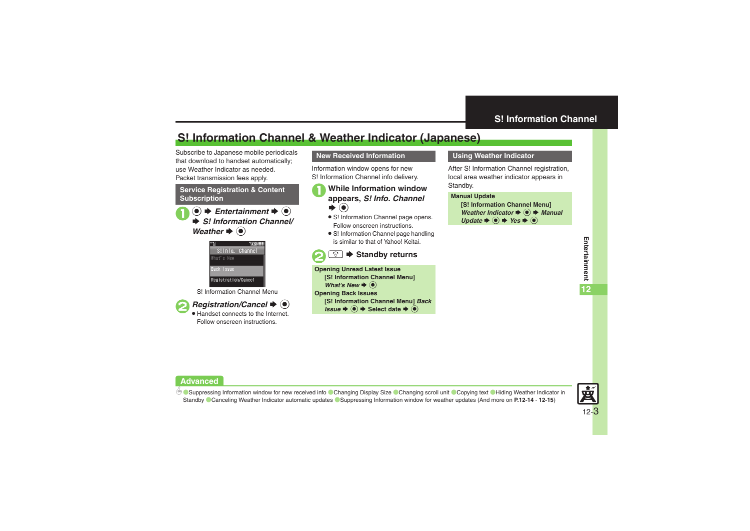# S! Information Channel & Weather Indicator (Japanese)

Subscribe to Japanese mobile periodicals that download to handset automatically; use Weather Indicator as needed.
Packet transmission fees apply.

## Service Registration & Content Subscription

1. ● ➡ *Entertainment* ➡ ● ➡ *S! Information Channel/ Weather* ➡ ●

S! Information Channel Menu

2. *Registration/Cancel* ➡ ●
   - Handset connects to the Internet. Follow onscreen instructions.

## New Received Information

Information window opens for new S! Information Channel info delivery.

1. **While Information window appears, *S! Info. Channel* ➡ ●**
   - S! Information Channel page opens. Follow onscreen instructions.
   - S! Information Channel page handling is similar to that of Yahoo! Keitai.

2. ⌚ ➡ **Standby returns**

**Opening Unread Latest Issue**
**[S! Information Channel Menu] *What's New* ➡ ●**

**Opening Back Issues**
**[S! Information Channel Menu] *Back Issue* ➡ ● ➡ Select date ➡ ●**

## Using Weather Indicator

After S! Information Channel registration, local area weather indicator appears in Standby.

**Manual Update**
**[S! Information Channel Menu] *Weather Indicator* ➡ ● ➡ *Manual Update* ➡ ● ➡ *Yes* ➡ ●**

## Advanced

●Suppressing Information window for new received info ●Changing Display Size ●Changing scroll unit ●Copying text ●Hiding Weather Indicator in Standby ●Canceling Weather Indicator automatic updates ●Suppressing Information window for weather updates (And more on **P.12-14** - **12-15**)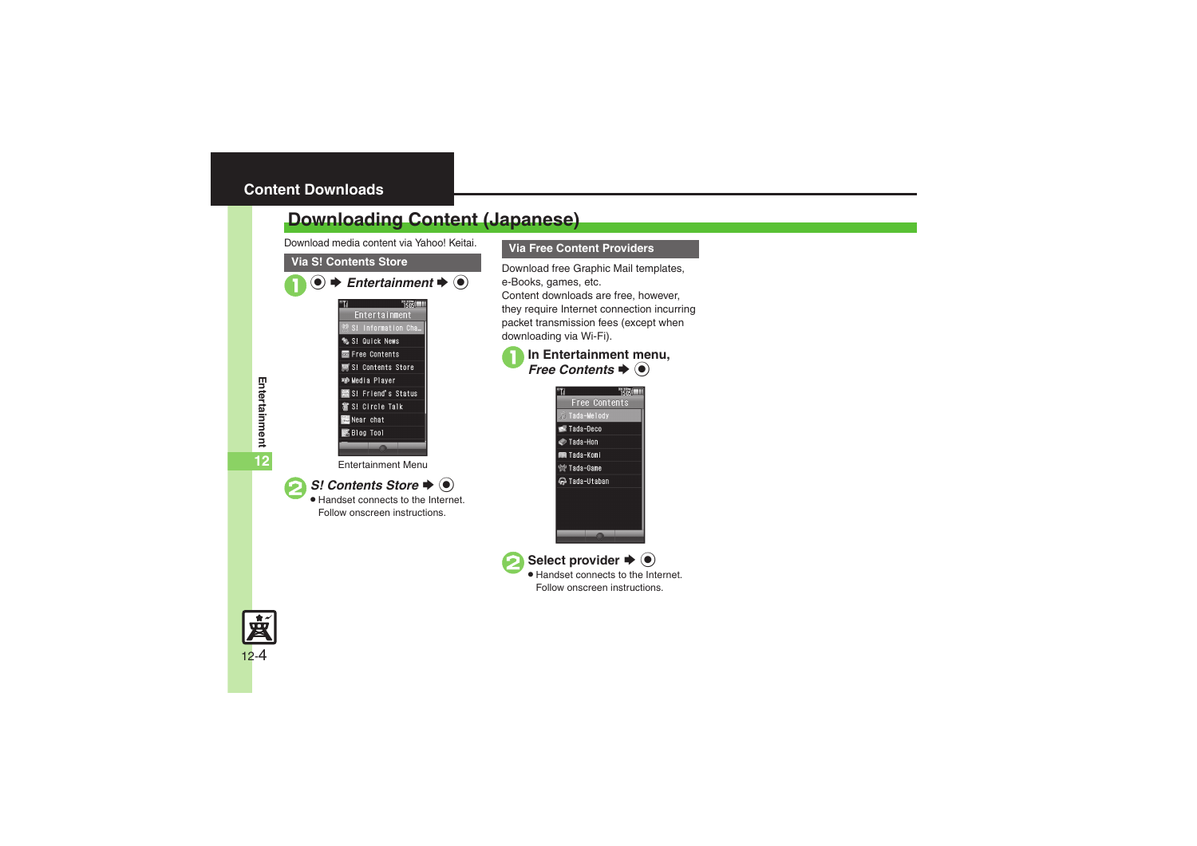# Downloading Content (Japanese)

Download media content via Yahoo! Keitai.

## Via S! Contents Store

1. ● ➡ *Entertainment* ➡ ●

Entertainment Menu

2. *S! Contents Store* ➡ ●
   - Handset connects to the Internet. Follow onscreen instructions.

## Via Free Content Providers

Download free Graphic Mail templates, e-Books, games, etc.
Content downloads are free, however, they require Internet connection incurring packet transmission fees (except when downloading via Wi-Fi).

1. **In Entertainment menu,** ***Free Contents*** ➡ ●

2. **Select provider** ➡ ●
   - Handset connects to the Internet. Follow onscreen instructions.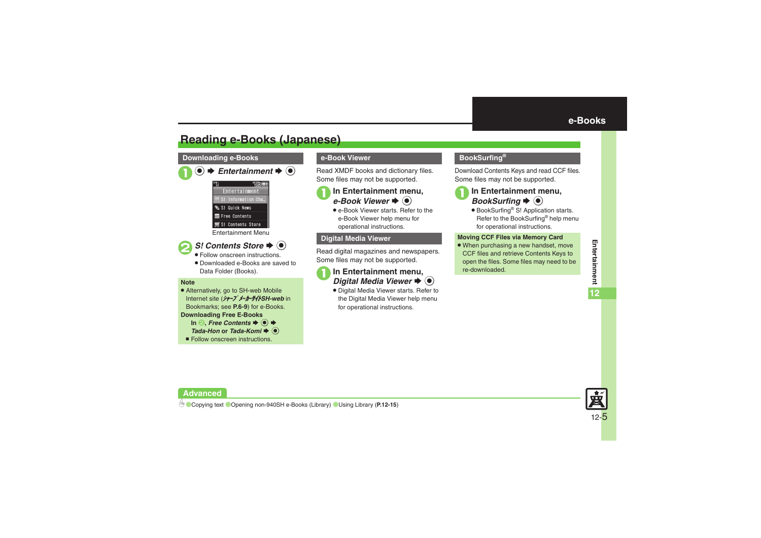# Reading e-Books (Japanese)

## Downloading e-Books

**1** ● ➡ *Entertainment* ➡ ●

Entertainment Menu

**2** *S! Contents Store* ➡ ●

- Follow onscreen instructions.
- Downloaded e-Books are saved to Data Folder (Books).

**Note**

- Alternatively, go to SH-web Mobile Internet site (*ｼｬｰﾌﾟ ﾒｰｶｰｻｲﾄSH-web* in Bookmarks; see **P.6-9**) for e-Books.

**Downloading Free E-Books**

In **2**, *Free Contents* ➡ ● ➡ *Tada-Hon* or *Tada-Komi* ➡ ●

- Follow onscreen instructions.

## e-Book Viewer

Read XMDF books and dictionary files. Some files may not be supported.

**1** **In Entertainment menu,** *e-Book Viewer* ➡ ●

- e-Book Viewer starts. Refer to the e-Book Viewer help menu for operational instructions.

## Digital Media Viewer

Read digital magazines and newspapers. Some files may not be supported.

**1** **In Entertainment menu,** *Digital Media Viewer* ➡ ●

- Digital Media Viewer starts. Refer to the Digital Media Viewer help menu for operational instructions.

## BookSurfing®

Download Contents Keys and read CCF files. Some files may not be supported.

**1** **In Entertainment menu,** *BookSurfing* ➡ ●

- BookSurfing® S! Application starts. Refer to the BookSurfing® help menu for operational instructions.

**Moving CCF Files via Memory Card**

- When purchasing a new handset, move CCF files and retrieve Contents Keys to open the files. Some files may need to be re-downloaded.

**Advanced**

● Copying text ● Opening non-940SH e-Books (Library) ● Using Library (**P.12-15**)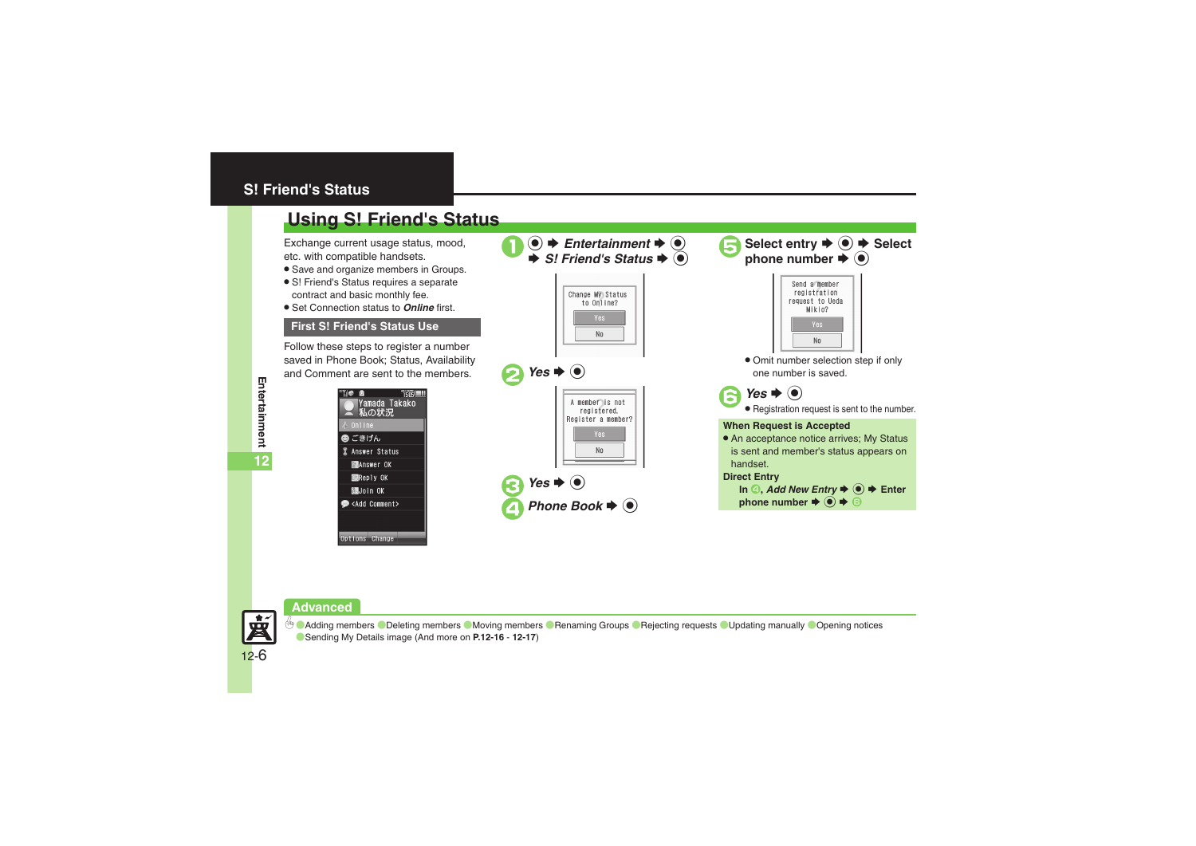## S! Friend's Status

# Using S! Friend's Status

Exchange current usage status, mood, etc. with compatible handsets.

- Save and organize members in Groups.
- S! Friend's Status requires a separate contract and basic monthly fee.
- Set Connection status to ***Online*** first.

### First S! Friend's Status Use

Follow these steps to register a number saved in Phone Book; Status, Availability and Comment are sent to the members.

1. ● ➡ ***Entertainment*** ➡ ● ➡ ***S! Friend's Status*** ➡ ●
2. ***Yes*** ➡ ●
3. ***Yes*** ➡ ●
4. ***Phone Book*** ➡ ●
5. **Select entry ➡ ● ➡ Select phone number ➡ ●**
   - Omit number selection step if only one number is saved.
6. ***Yes*** ➡ ●
   - Registration request is sent to the number.

**When Request is Accepted**

- An acceptance notice arrives; My Status is sent and member's status appears on handset.

**Direct Entry**

**In 4, *Add New Entry* ➡ ● ➡ Enter phone number ➡ ● ➡ 6**

### Advanced

Adding members · Deleting members · Moving members · Renaming Groups · Rejecting requests · Updating manually · Opening notices · Sending My Details image (And more on **P.12-16 - 12-17**)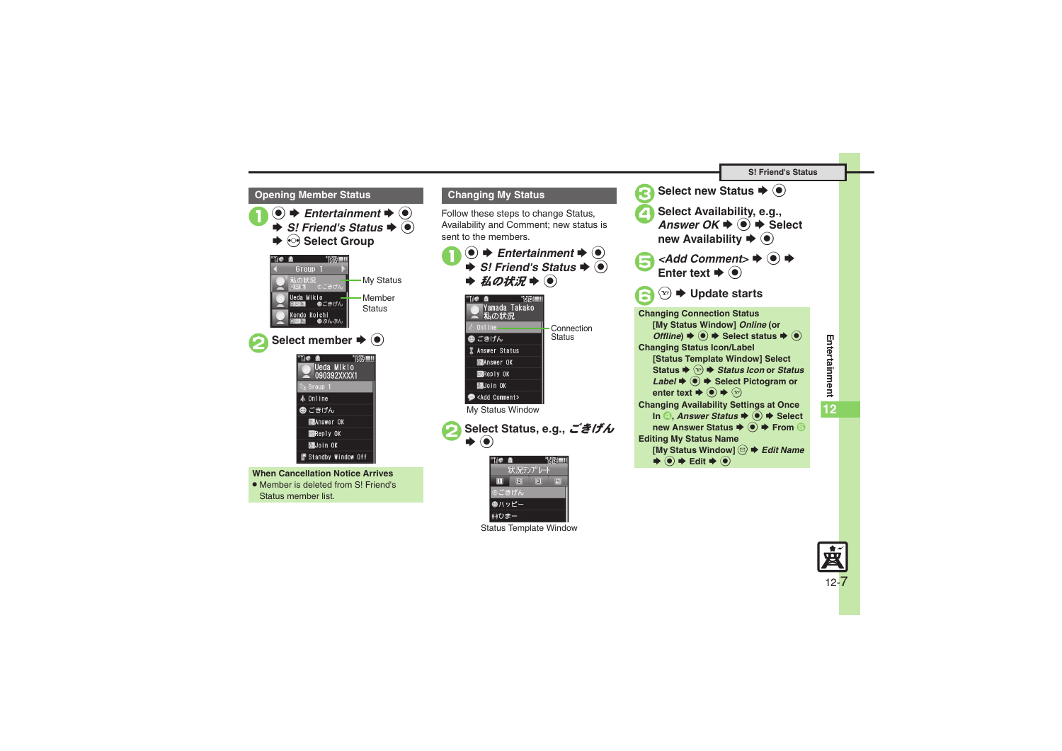## Opening Member Status

1. ● ➡ *Entertainment* ➡ ● ➡ *S! Friend's Status* ➡ ● ➡ Select Group

My Status

Member Status

2. Select member ➡ ●

**When Cancellation Notice Arrives**

- Member is deleted from S! Friend's Status member list.

## Changing My Status

Follow these steps to change Status, Availability and Comment; new status is sent to the members.

1. ● ➡ *Entertainment* ➡ ● ➡ *S! Friend's Status* ➡ ● ➡ *私の状況* ➡ ●

Connection Status

My Status Window

2. Select Status, e.g., *ごきげん* ➡ ●

Status Template Window

3. Select new Status ➡ ●
4. Select Availability, e.g., *Answer OK* ➡ ● ➡ Select new Availability ➡ ●
5. *<Add Comment>* ➡ ● ➡ Enter text ➡ ●
6. ➡ Update starts

**Changing Connection Status**

[My Status Window] *Online* (or *Offline*) ➡ ● ➡ Select status ➡ ●

**Changing Status Icon/Label**

[Status Template Window] Select Status ➡ ➡ *Status Icon* or *Status Label* ➡ ● ➡ Select Pictogram or enter text ➡ ● ➡

**Changing Availability Settings at Once**

In 4, *Answer Status* ➡ ● ➡ Select new Answer Status ➡ ● ➡ From 5

**Editing My Status Name**

[My Status Window] ➡ *Edit Name* ➡ ● ➡ Edit ➡ ●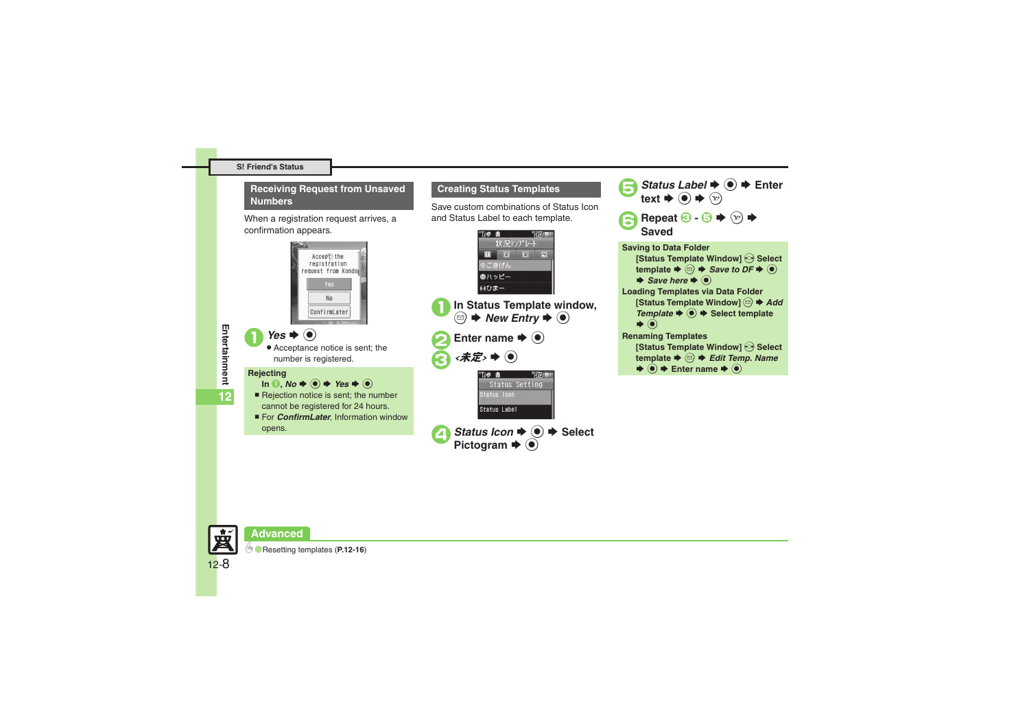## Receiving Request from Unsaved Numbers

When a registration request arrives, a confirmation appears.

Accept the registration request from Kondo

Yes

No

ConfirmLater

1. *Yes* ➡ ◉
   - Acceptance notice is sent; the number is registered.

**Rejecting**

In 1, *No* ➡ ◉ ➡ *Yes* ➡ ◉

- Rejection notice is sent; the number cannot be registered for 24 hours.
- For *ConfirmLater*, Information window opens.

## Creating Status Templates

Save custom combinations of Status Icon and Status Label to each template.

状況テンプレート

ごきげん

ハッピー

ひまー

1. In Status Template window, ✉ ➡ *New Entry* ➡ ◉
2. Enter name ➡ ◉
3. *<未定>* ➡ ◉

Status Setting

Status Icon

Status Label

4. *Status Icon* ➡ ◉ ➡ Select Pictogram ➡ ◉
5. *Status Label* ➡ ◉ ➡ Enter text ➡ ◉ ➡ Y!
6. Repeat 3 - 5 ➡ Y! ➡ Saved

**Saving to Data Folder**

[Status Template Window] ◎ Select template ➡ ✉ ➡ *Save to DF* ➡ ◉ ➡ *Save here* ➡ ◉

**Loading Templates via Data Folder**

[Status Template Window] ✉ ➡ *Add Template* ➡ ◉ ➡ Select template ➡ ◉

**Renaming Templates**

[Status Template Window] ◎ Select template ➡ ✉ ➡ *Edit Temp. Name* ➡ ◉ ➡ Enter name ➡ ◉

## Advanced

Resetting templates (**P.12-16**)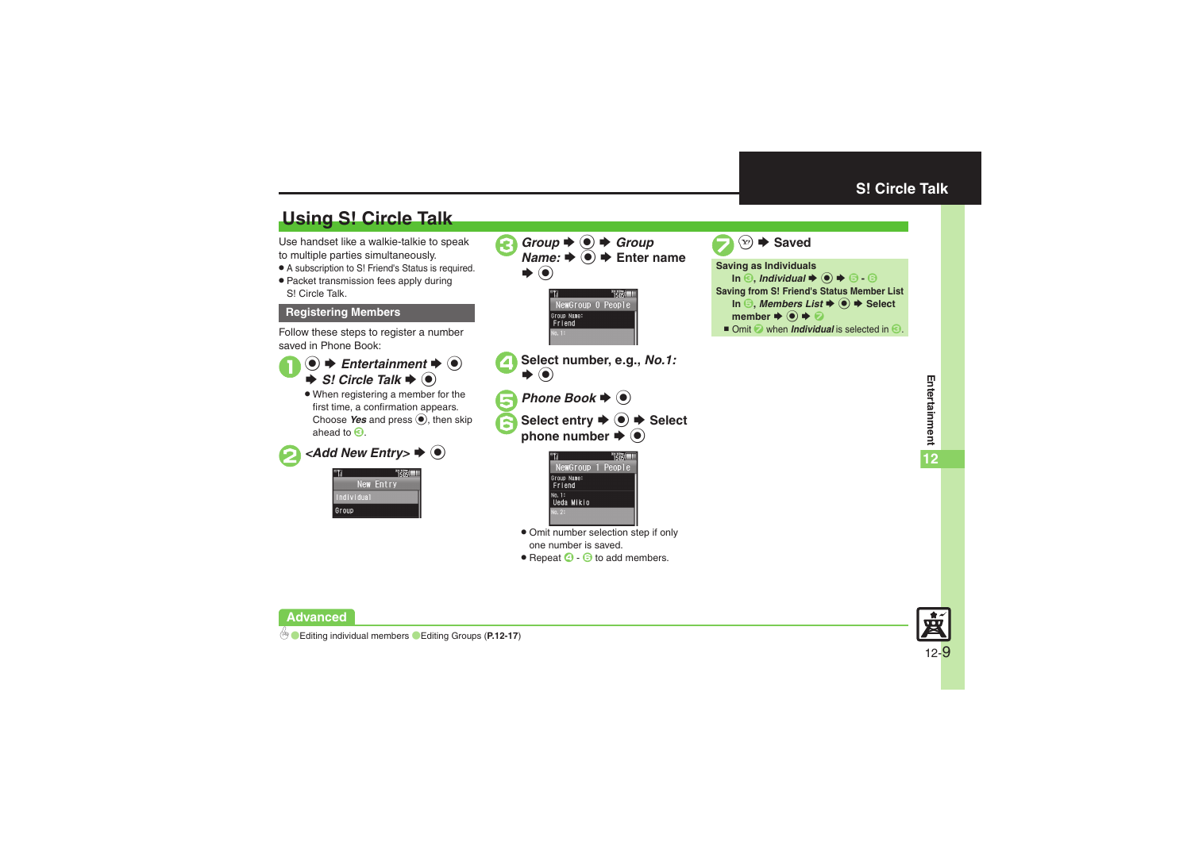## Using S! Circle Talk

Use handset like a walkie-talkie to speak to multiple parties simultaneously.

- A subscription to S! Friend's Status is required.
- Packet transmission fees apply during S! Circle Talk.

### Registering Members

Follow these steps to register a number saved in Phone Book:

1. ● ➡ *Entertainment* ➡ ● ➡ *S! Circle Talk* ➡ ●
   - When registering a member for the first time, a confirmation appears. Choose *Yes* and press ●, then skip ahead to 3.
2. *<Add New Entry>* ➡ ●
3. *Group* ➡ ● ➡ *Group Name:* ➡ ● ➡ Enter name ➡ ●
4. Select number, e.g., *No.1:* ➡ ●
5. *Phone Book* ➡ ●
6. Select entry ➡ ● ➡ Select phone number ➡ ●
   - Omit number selection step if only one number is saved.
   - Repeat 4 - 6 to add members.
7. ✉ ➡ Saved

**Saving as Individuals**

In 3, *Individual* ➡ ● ➡ 5 - 6

**Saving from S! Friend's Status Member List**

In 5, *Members List* ➡ ● ➡ Select member ➡ ● ➡ 7

- Omit 7 when *Individual* is selected in 3.

**Advanced**

Editing individual members / Editing Groups (**P.12-17**)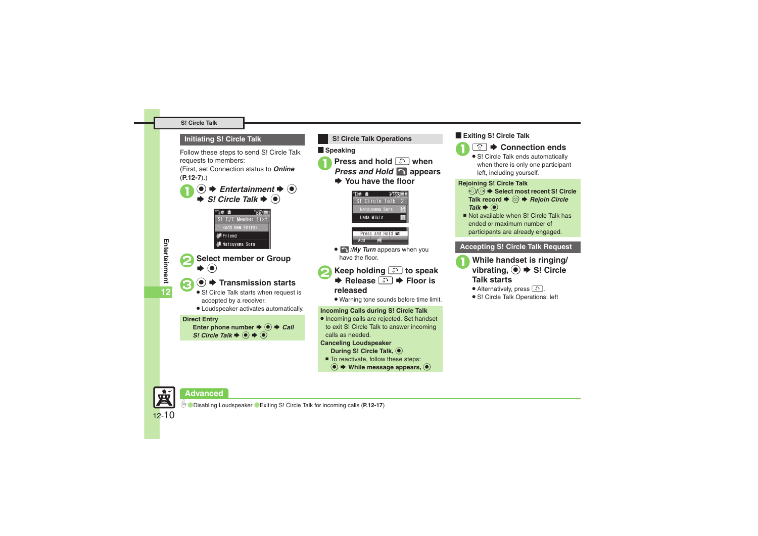## Initiating S! Circle Talk

Follow these steps to send S! Circle Talk requests to members:
(First, set Connection status to ***Online*** (**P.12-7**).)

1. ● ➡ ***Entertainment*** ➡ ● ➡ ***S! Circle Talk*** ➡ ●
2. **Select member or Group** ➡ ●
3. ● ➡ **Transmission starts**
   - S! Circle Talk starts when request is accepted by a receiver.
   - Loudspeaker activates automatically.

**Direct Entry**
**Enter phone number ➡ ● ➡ *Call S! Circle Talk* ➡ ● ➡ ●**

## S! Circle Talk Operations

### Speaking

1. **Press and hold [key] when *Press and Hold* [icon] appears ➡ You have the floor**
   - [icon] ***:My Turn*** appears when you have the floor.
2. **Keep holding [key] to speak ➡ Release [key] ➡ Floor is released**
   - Warning tone sounds before time limit.

**Incoming Calls during S! Circle Talk**
- Incoming calls are rejected. Set handset to exit S! Circle Talk to answer incoming calls as needed.

**Canceling Loudspeaker**
**During S! Circle Talk, ●**
- To reactivate, follow these steps:
  **● ➡ While message appears, ●**

### Exiting S! Circle Talk

1. **[key] ➡ Connection ends**
   - S! Circle Talk ends automatically when there is only one participant left, including yourself.

**Rejoining S! Circle Talk**
**[key]/[key] ➡ Select most recent S! Circle Talk record ➡ [key] ➡ *Rejoin Circle Talk* ➡ ●**
- Not available when S! Circle Talk has ended or maximum number of participants are already engaged.

## Accepting S! Circle Talk Request

1. **While handset is ringing/ vibrating, ● ➡ S! Circle Talk starts**
   - Alternatively, press [key].
   - S! Circle Talk Operations: left

**Advanced**
Disabling Loudspeaker ● Exiting S! Circle Talk for incoming calls (**P.12-17**)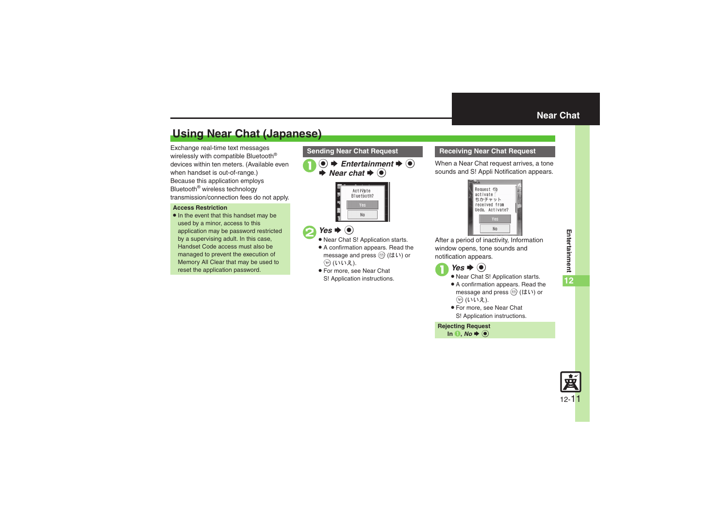## Using Near Chat (Japanese)

Exchange real-time text messages wirelessly with compatible Bluetooth® devices within ten meters. (Available even when handset is out-of-range.)
Because this application employs Bluetooth® wireless technology transmission/connection fees do not apply.

**Access Restriction**

- In the event that this handset may be used by a minor, access to this application may be password restricted by a supervising adult. In this case, Handset Code access must also be managed to prevent the execution of Memory All Clear that may be used to reset the application password.

### Sending Near Chat Request

1. ● ➡ *Entertainment* ➡ ● ➡ *Near chat* ➡ ●

2. *Yes* ➡ ●
   - Near Chat S! Application starts.
   - A confirmation appears. Read the message and press ✉ (はい) or ☎ (いいえ).
   - For more, see Near Chat S! Application instructions.

### Receiving Near Chat Request

When a Near Chat request arrives, a tone sounds and S! Appli Notification appears.

After a period of inactivity, Information window opens, tone sounds and notification appears.

1. *Yes* ➡ ●
   - Near Chat S! Application starts.
   - A confirmation appears. Read the message and press ✉ (はい) or ☎ (いいえ).
   - For more, see Near Chat S! Application instructions.

**Rejecting Request**

In 1, *No* ➡ ●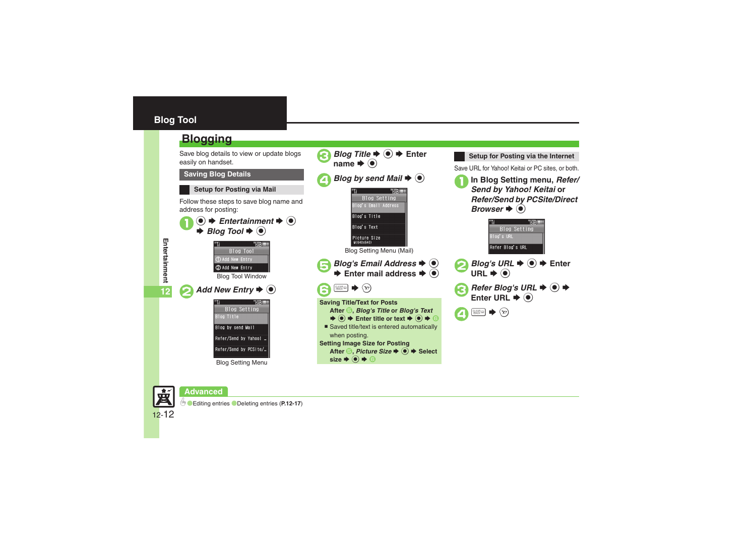# Blog Tool

## Blogging

Save blog details to view or update blogs easily on handset.

### Saving Blog Details

#### Setup for Posting via Mail

Follow these steps to save blog name and address for posting:

1. ● ➡ *Entertainment* ➡ ● ➡ *Blog Tool* ➡ ●

   Blog Tool Window

2. *Add New Entry* ➡ ●

   Blog Setting Menu

3. *Blog Title* ➡ ● ➡ Enter name ➡ ●
4. *Blog by send Mail* ➡ ●

   Blog Setting Menu (Mail)

5. *Blog's Email Address* ➡ ● ➡ Enter mail address ➡ ●
6. CLEAR/BACK ➡ Y!

**Saving Title/Text for Posts**
After 5, *Blog's Title* or *Blog's Text* ➡ ● ➡ Enter title or text ➡ ● ➡ 6

- Saved title/text is entered automatically when posting.

**Setting Image Size for Posting**
After 5, *Picture Size* ➡ ● ➡ Select size ➡ ● ➡ 6

#### Setup for Posting via the Internet

Save URL for Yahoo! Keitai or PC sites, or both.

1. In Blog Setting menu, *Refer/Send by Yahoo! Keitai* or *Refer/Send by PCSite/Direct Browser* ➡ ●
2. *Blog's URL* ➡ ● ➡ Enter URL ➡ ●
3. *Refer Blog's URL* ➡ ● ➡ Enter URL ➡ ●
4. CLEAR/BACK ➡ Y!

### Advanced

Editing entries ● Deleting entries (**P.12-17**)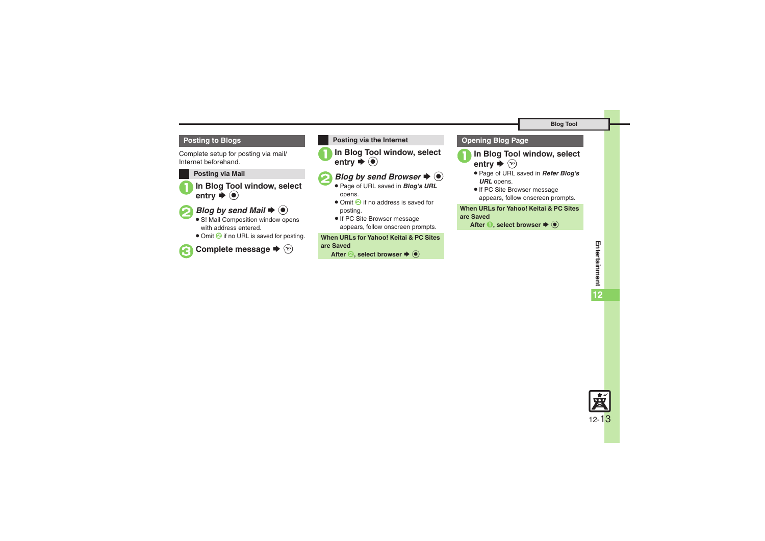## Posting to Blogs

Complete setup for posting via mail/ Internet beforehand.

### Posting via Mail

1. **In Blog Tool window, select entry ➡ ◉**
2. ***Blog by send Mail* ➡ ◉**
   - S! Mail Composition window opens with address entered.
   - Omit 2 if no URL is saved for posting.
3. **Complete message ➡ ⓨ**

### Posting via the Internet

1. **In Blog Tool window, select entry ➡ ◉**
2. ***Blog by send Browser* ➡ ◉**
   - Page of URL saved in ***Blog's URL*** opens.
   - Omit 2 if no address is saved for posting.
   - If PC Site Browser message appears, follow onscreen prompts.

**When URLs for Yahoo! Keitai & PC Sites are Saved**

**After 2, select browser ➡ ◉**

## Opening Blog Page

1. **In Blog Tool window, select entry ➡ ⓨ**
   - Page of URL saved in ***Refer Blog's URL*** opens.
   - If PC Site Browser message appears, follow onscreen prompts.

**When URLs for Yahoo! Keitai & PC Sites are Saved**

**After 1, select browser ➡ ◉**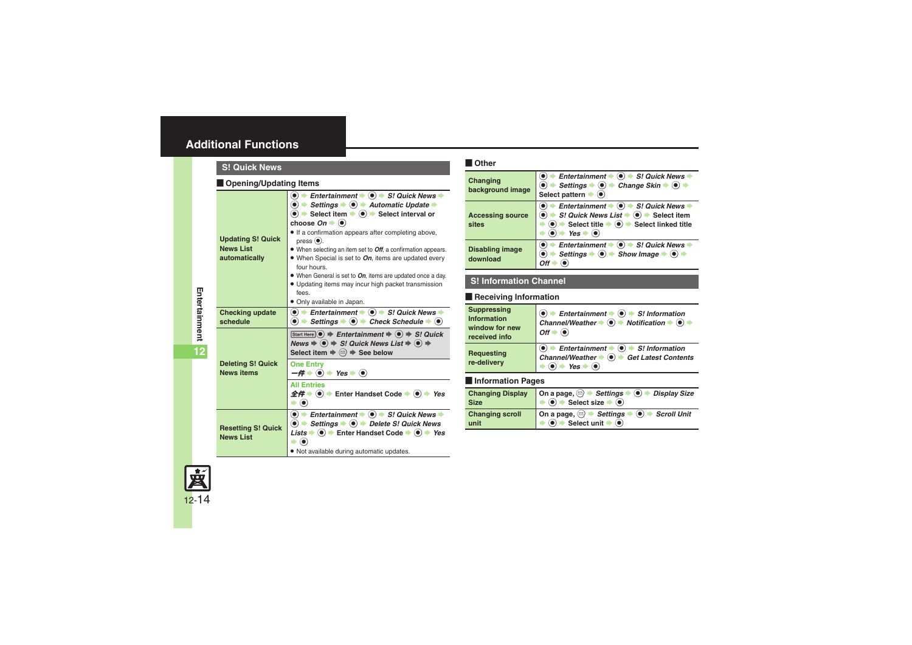# Additional Functions

## S! Quick News

### Opening/Updating Items

| | |
|---|---|
| Updating S! Quick News List automatically | ● ➡ *Entertainment* ➡ ● ➡ *S! Quick News* ➡ ● ➡ *Settings* ➡ ● ➡ *Automatic Update* ➡ ● ➡ Select item ➡ ● ➡ Select interval or choose *On* ➡ ● <br>● If a confirmation appears after completing above, press ●. <br>● When selecting an item set to *Off*, a confirmation appears. <br>● When Special is set to *On*, items are updated every four hours. <br>● When General is set to *On*, items are updated once a day. <br>● Updating items may incur high packet transmission fees. <br>● Only available in Japan. |
| Checking update schedule | ● ➡ *Entertainment* ➡ ● ➡ *S! Quick News* ➡ ● ➡ *Settings* ➡ ● ➡ *Check Schedule* ➡ ● |
| Deleting S! Quick News items | Start Here ● ➡ *Entertainment* ➡ ● ➡ *S! Quick News* ➡ ● ➡ *S! Quick News List* ➡ ● ➡ Select item ➡ ✉ ➡ See below <br>**One Entry** <br>*一件* ➡ ● ➡ *Yes* ➡ ● <br>**All Entries** <br>*全件* ➡ ● ➡ Enter Handset Code ➡ ● ➡ *Yes* ➡ ● |
| Resetting S! Quick News List | ● ➡ *Entertainment* ➡ ● ➡ *S! Quick News* ➡ ● ➡ *Settings* ➡ ● ➡ *Delete S! Quick News Lists* ➡ ● ➡ Enter Handset Code ➡ ● ➡ *Yes* ➡ ● <br>● Not available during automatic updates. |

### Other

| | |
|---|---|
| Changing background image | ● ➡ *Entertainment* ➡ ● ➡ *S! Quick News* ➡ ● ➡ *Settings* ➡ ● ➡ *Change Skin* ➡ ● ➡ Select pattern ➡ ● |
| Accessing source sites | ● ➡ *Entertainment* ➡ ● ➡ *S! Quick News* ➡ ● ➡ *S! Quick News List* ➡ ● ➡ Select item ➡ ● ➡ Select title ➡ ● ➡ Select linked title ➡ ● ➡ *Yes* ➡ ● |
| Disabling image download | ● ➡ *Entertainment* ➡ ● ➡ *S! Quick News* ➡ ● ➡ *Settings* ➡ ● ➡ *Show Image* ➡ ● ➡ *Off* ➡ ● |

## S! Information Channel

### Receiving Information

| | |
|---|---|
| Suppressing Information window for new received info | ● ➡ *Entertainment* ➡ ● ➡ *S! Information Channel/Weather* ➡ ● ➡ *Notification* ➡ ● ➡ *Off* ➡ ● |
| Requesting re-delivery | ● ➡ *Entertainment* ➡ ● ➡ *S! Information Channel/Weather* ➡ ● ➡ *Get Latest Contents* ➡ ● ➡ *Yes* ➡ ● |

### Information Pages

| | |
|---|---|
| Changing Display Size | On a page, ✉ ➡ *Settings* ➡ ● ➡ *Display Size* ➡ ● ➡ Select size ➡ ● |
| Changing scroll unit | On a page, ✉ ➡ *Settings* ➡ ● ➡ *Scroll Unit* ➡ ● ➡ Select unit ➡ ● |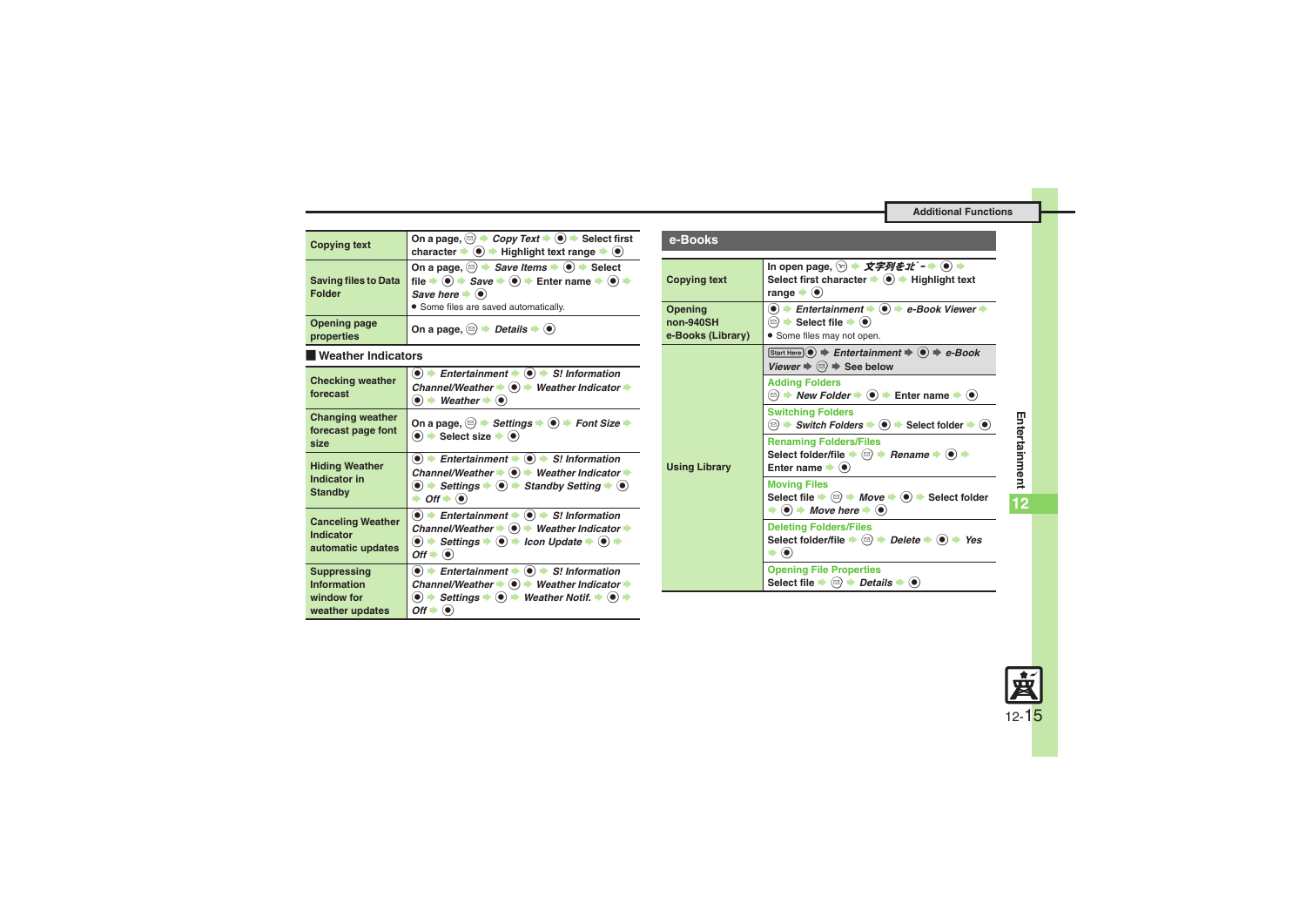| | |
|---|---|
| Copying text | On a page, ✉ → *Copy Text* → ● → Select first character → ● → Highlight text range → ● |
| Saving files to Data Folder | On a page, ✉ → *Save Items* → ● → Select file → ● → *Save* → ● → Enter name → ● → *Save here* → ●<br>● Some files are saved automatically. |
| Opening page properties | On a page, ✉ → *Details* → ● |

## Weather Indicators

| | |
|---|---|
| Checking weather forecast | ● → *Entertainment* → ● → *S! Information Channel/Weather* → ● → *Weather Indicator* → ● → *Weather* → ● |
| Changing weather forecast page font size | On a page, ✉ → *Settings* → ● → *Font Size* → ● → Select size → ● |
| Hiding Weather Indicator in Standby | ● → *Entertainment* → ● → *S! Information Channel/Weather* → ● → *Weather Indicator* → ● → *Settings* → ● → *Standby Setting* → ● → *Off* → ● |
| Canceling Weather Indicator automatic updates | ● → *Entertainment* → ● → *S! Information Channel/Weather* → ● → *Weather Indicator* → ● → *Settings* → ● → *Icon Update* → ● → *Off* → ● |
| Suppressing Information window for weather updates | ● → *Entertainment* → ● → *S! Information Channel/Weather* → ● → *Weather Indicator* → ● → *Settings* → ● → *Weather Notif.* → ● → *Off* → ● |

## e-Books

| | |
|---|---|
| Copying text | In open page, ✉ → *文字列をｺﾋﾟｰ* → ● → Select first character → ● → Highlight text range → ● |
| Opening non-940SH e-Books (Library) | ● → *Entertainment* → ● → *e-Book Viewer* → ✉ → Select file → ●<br>● Some files may not open. |
| Using Library | Start Here ● → *Entertainment* → ● → *e-Book Viewer* → ✉ → See below |
| | **Adding Folders**<br>✉ → *New Folder* → ● → Enter name → ● |
| | **Switching Folders**<br>✉ → *Switch Folders* → ● → Select folder → ● |
| | **Renaming Folders/Files**<br>Select folder/file → ✉ → *Rename* → ● → Enter name → ● |
| | **Moving Files**<br>Select file → ✉ → *Move* → ● → Select folder → ● → *Move here* → ● |
| | **Deleting Folders/Files**<br>Select folder/file → ✉ → *Delete* → ● → *Yes* → ● |
| | **Opening File Properties**<br>Select file → ✉ → *Details* → ● |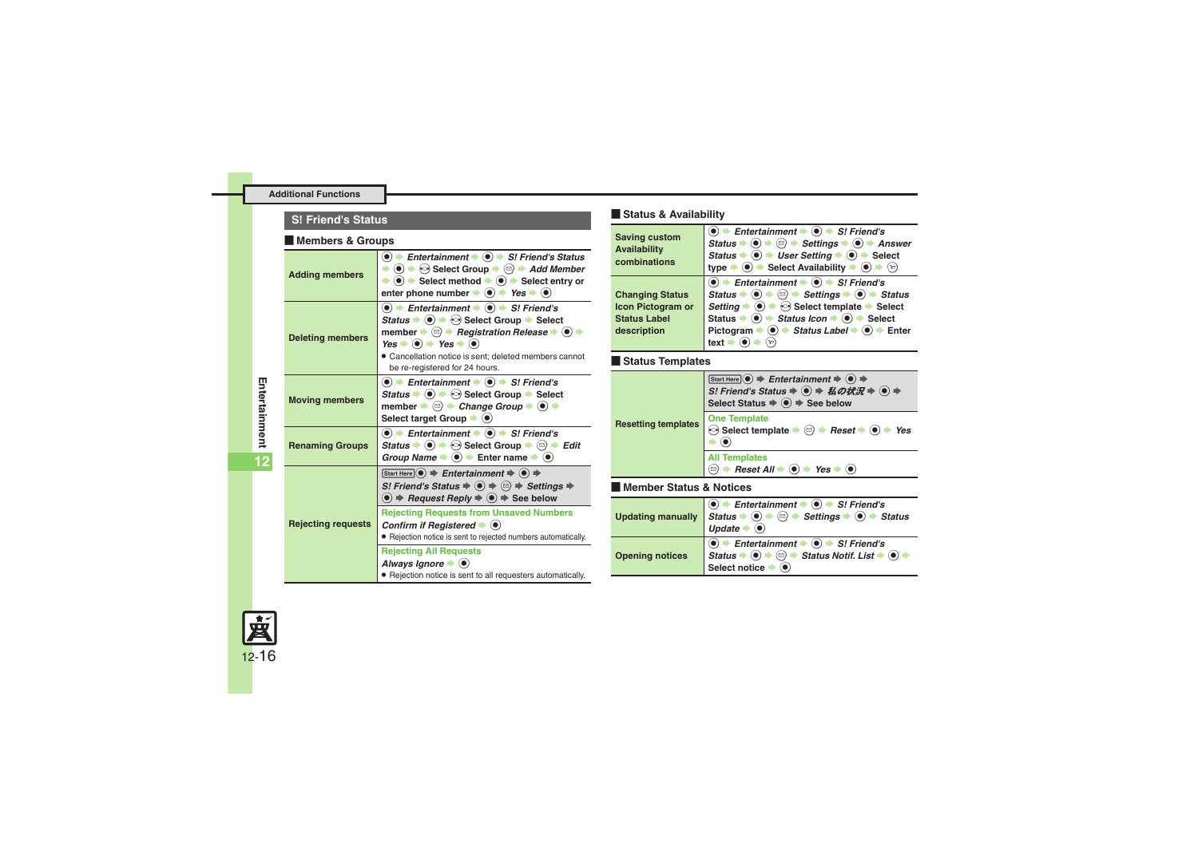## S! Friend's Status

### Members & Groups

| | |
|---|---|
| **Adding members** | ◉ ➡ *Entertainment* ➡ ◉ ➡ *S! Friend's Status* ➡ ◉ ➡ Select Group ➡ ✉ ➡ *Add Member* ➡ ◉ ➡ Select method ➡ ◉ ➡ Select entry or enter phone number ➡ ◉ ➡ *Yes* ➡ ◉ |
| **Deleting members** | ◉ ➡ *Entertainment* ➡ ◉ ➡ *S! Friend's Status* ➡ ◉ ➡ Select Group ➡ Select member ➡ ✉ ➡ *Registration Release* ➡ ◉ ➡ *Yes* ➡ ◉ ➡ *Yes* ➡ ◉<br>● Cancellation notice is sent; deleted members cannot be re-registered for 24 hours. |
| **Moving members** | ◉ ➡ *Entertainment* ➡ ◉ ➡ *S! Friend's Status* ➡ ◉ ➡ Select Group ➡ Select member ➡ ✉ ➡ *Change Group* ➡ ◉ ➡ Select target Group ➡ ◉ |
| **Renaming Groups** | ◉ ➡ *Entertainment* ➡ ◉ ➡ *S! Friend's Status* ➡ ◉ ➡ Select Group ➡ ✉ ➡ *Edit Group Name* ➡ ◉ ➡ Enter name ➡ ◉ |
| **Rejecting requests** | Start Here ◉ ➡ *Entertainment* ➡ ◉ ➡ *S! Friend's Status* ➡ ◉ ➡ ✉ ➡ *Settings* ➡ ◉ ➡ *Request Reply* ➡ ◉ ➡ See below<br>**Rejecting Requests from Unsaved Numbers**<br>*Confirm if Registered* ➡ ◉<br>● Rejection notice is sent to rejected numbers automatically.<br>**Rejecting All Requests**<br>*Always Ignore* ➡ ◉<br>● Rejection notice is sent to all requesters automatically. |

### Status & Availability

| | |
|---|---|
| **Saving custom Availability combinations** | ◉ ➡ *Entertainment* ➡ ◉ ➡ *S! Friend's Status* ➡ ◉ ➡ ✉ ➡ *Settings* ➡ ◉ ➡ *Answer Status* ➡ ◉ ➡ *User Setting* ➡ ◉ ➡ Select type ➡ ◉ ➡ Select Availability ➡ ◉ ➡ ⓨ |
| **Changing Status Icon Pictogram or Status Label description** | ◉ ➡ *Entertainment* ➡ ◉ ➡ *S! Friend's Status* ➡ ◉ ➡ ✉ ➡ *Settings* ➡ ◉ ➡ *Status Setting* ➡ ◉ ➡ Select template ➡ Select Status ➡ ◉ ➡ *Status Icon* ➡ ◉ ➡ Select Pictogram ➡ ◉ ➡ *Status Label* ➡ ◉ ➡ Enter text ➡ ◉ ➡ ⓨ |

### Status Templates

| | |
|---|---|
| **Resetting templates** | Start Here ◉ ➡ *Entertainment* ➡ ◉ ➡ *S! Friend's Status* ➡ ◉ ➡ *私の状況* ➡ ◉ ➡ Select Status ➡ ◉ ➡ See below<br>**One Template**<br>Select template ➡ ✉ ➡ *Reset* ➡ ◉ ➡ *Yes* ➡ ◉<br>**All Templates**<br>✉ ➡ *Reset All* ➡ ◉ ➡ *Yes* ➡ ◉ |

### Member Status & Notices

| | |
|---|---|
| **Updating manually** | ◉ ➡ *Entertainment* ➡ ◉ ➡ *S! Friend's Status* ➡ ◉ ➡ ✉ ➡ *Settings* ➡ ◉ ➡ *Status Update* ➡ ◉ |
| **Opening notices** | ◉ ➡ *Entertainment* ➡ ◉ ➡ *S! Friend's Status* ➡ ◉ ➡ ✉ ➡ *Status Notif. List* ➡ ◉ ➡ Select notice ➡ ◉ |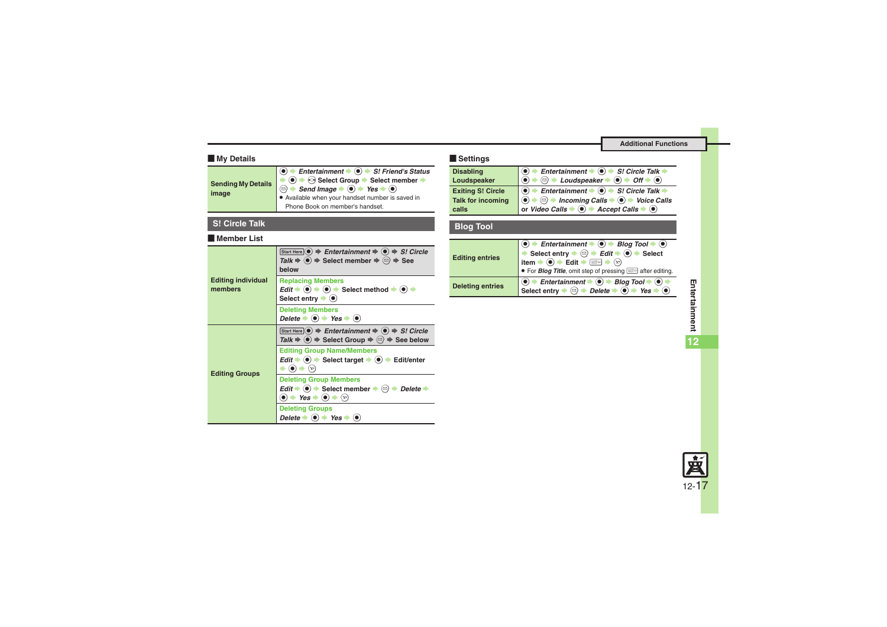## My Details

| | |
|---|---|
| Sending My Details image | ● ➡ *Entertainment* ➡ ● ➡ *S! Friend's Status* ➡ ● ➡ ◎ Select Group ➡ Select member ➡ ✉ ➡ *Send Image* ➡ ● ➡ *Yes* ➡ ● <br>● Available when your handset number is saved in Phone Book on member's handset. |

## S! Circle Talk

### Member List

| | |
|---|---|
| Editing individual members | Start Here ● ➡ *Entertainment* ➡ ● ➡ *S! Circle Talk* ➡ ● ➡ Select member ➡ ✉ ➡ See below |
| | **Replacing Members**<br>*Edit* ➡ ● ➡ ● ➡ Select method ➡ ● ➡ Select entry ➡ ● |
| | **Deleting Members**<br>*Delete* ➡ ● ➡ *Yes* ➡ ● |
| Editing Groups | Start Here ● ➡ *Entertainment* ➡ ● ➡ *S! Circle Talk* ➡ ● ➡ Select Group ➡ ✉ ➡ See below |
| | **Editing Group Name/Members**<br>*Edit* ➡ ● ➡ Select target ➡ ● ➡ Edit/enter ➡ ● ➡ ⓨ |
| | **Deleting Group Members**<br>*Edit* ➡ ● ➡ Select member ➡ ✉ ➡ *Delete* ➡ ● ➡ *Yes* ➡ ● ➡ ⓨ |
| | **Deleting Groups**<br>*Delete* ➡ ● ➡ *Yes* ➡ ● |

### Settings

| | |
|---|---|
| Disabling Loudspeaker | ● ➡ *Entertainment* ➡ ● ➡ *S! Circle Talk* ➡ ● ➡ ✉ ➡ *Loudspeaker* ➡ ● ➡ *Off* ➡ ● |
| Exiting S! Circle Talk for incoming calls | ● ➡ *Entertainment* ➡ ● ➡ *S! Circle Talk* ➡ ● ➡ ✉ ➡ *Incoming Calls* ➡ ● ➡ *Voice Calls* or *Video Calls* ➡ ● ➡ *Accept Calls* ➡ ● |

## Blog Tool

| | |
|---|---|
| Editing entries | ● ➡ *Entertainment* ➡ ● ➡ *Blog Tool* ➡ ● ➡ Select entry ➡ ✉ ➡ *Edit* ➡ ● ➡ Select item ➡ ● ➡ Edit ➡ ✉ ➡ ⓨ<br>● For *Blog Title*, omit step of pressing ✉ after editing. |
| Deleting entries | ● ➡ *Entertainment* ➡ ● ➡ *Blog Tool* ➡ ● ➡ Select entry ➡ ✉ ➡ *Delete* ➡ ● ➡ *Yes* ➡ ● |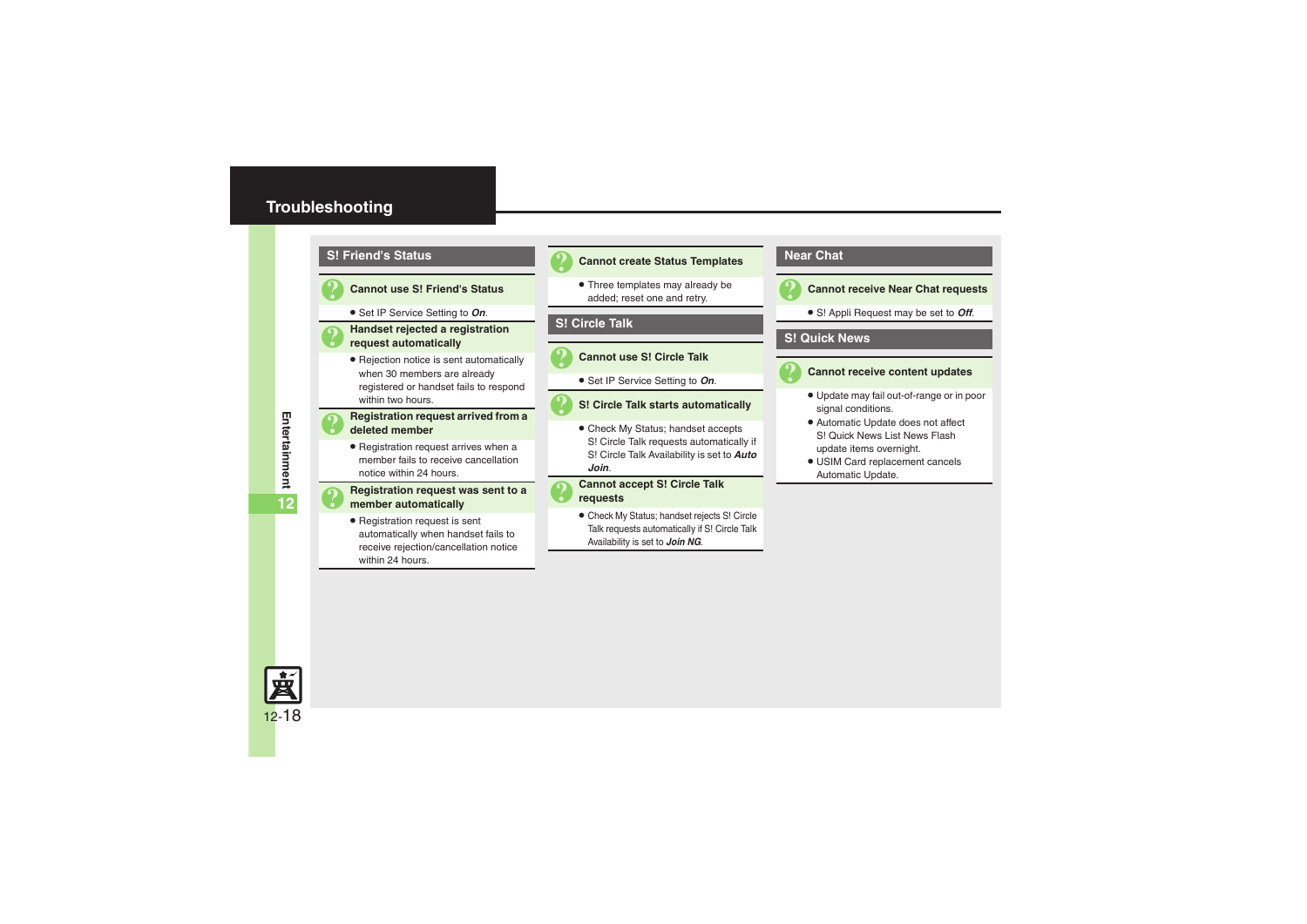# Troubleshooting

## S! Friend's Status

### Cannot use S! Friend's Status

- Set IP Service Setting to ***On***.

### Handset rejected a registration request automatically

- Rejection notice is sent automatically when 30 members are already registered or handset fails to respond within two hours.

### Registration request arrived from a deleted member

- Registration request arrives when a member fails to receive cancellation notice within 24 hours.

### Registration request was sent to a member automatically

- Registration request is sent automatically when handset fails to receive rejection/cancellation notice within 24 hours.

### Cannot create Status Templates

- Three templates may already be added; reset one and retry.

## S! Circle Talk

### Cannot use S! Circle Talk

- Set IP Service Setting to ***On***.

### S! Circle Talk starts automatically

- Check My Status; handset accepts S! Circle Talk requests automatically if S! Circle Talk Availability is set to ***Auto Join***.

### Cannot accept S! Circle Talk requests

- Check My Status; handset rejects S! Circle Talk requests automatically if S! Circle Talk Availability is set to ***Join NG***.

## Near Chat

### Cannot receive Near Chat requests

- S! Appli Request may be set to ***Off***.

## S! Quick News

### Cannot receive content updates

- Update may fail out-of-range or in poor signal conditions.
- Automatic Update does not affect S! Quick News List News Flash update items overnight.
- USIM Card replacement cancels Automatic Update.